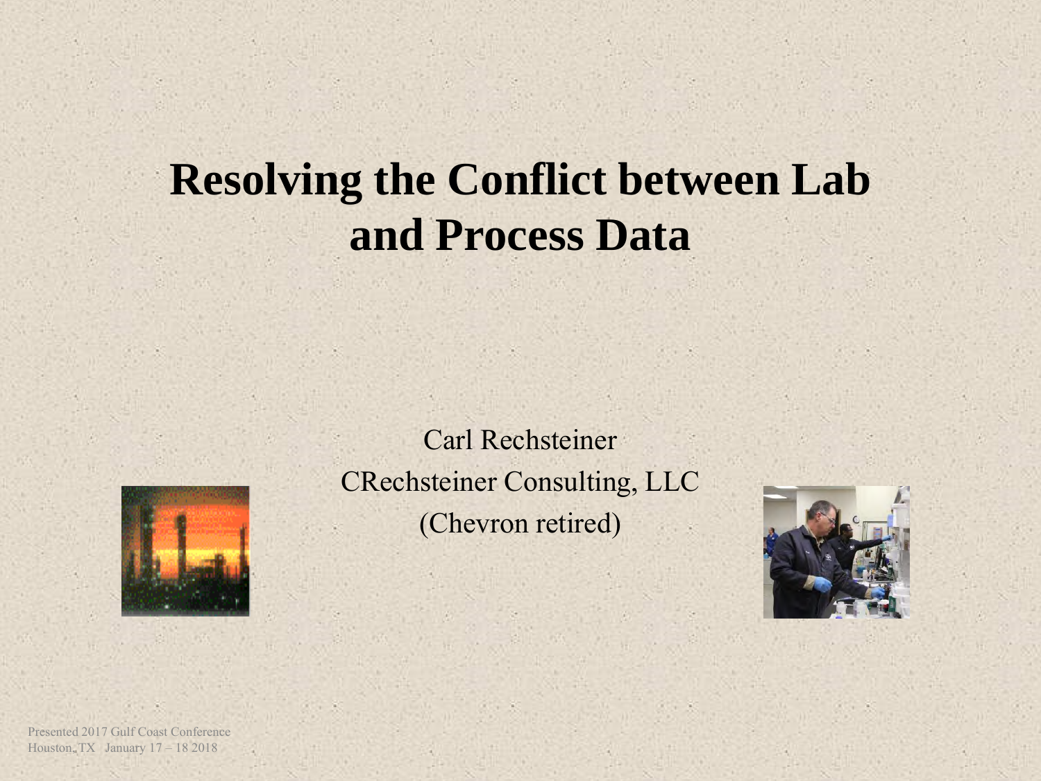# Resolving the Conflict between Lab and Process Data

Carl Rechsteiner

CRechsteiner Consulting, LLC

(Chevron retired)

Presented 2017 Gulf Coast Conference
Houston, TX January 17 – 18 2018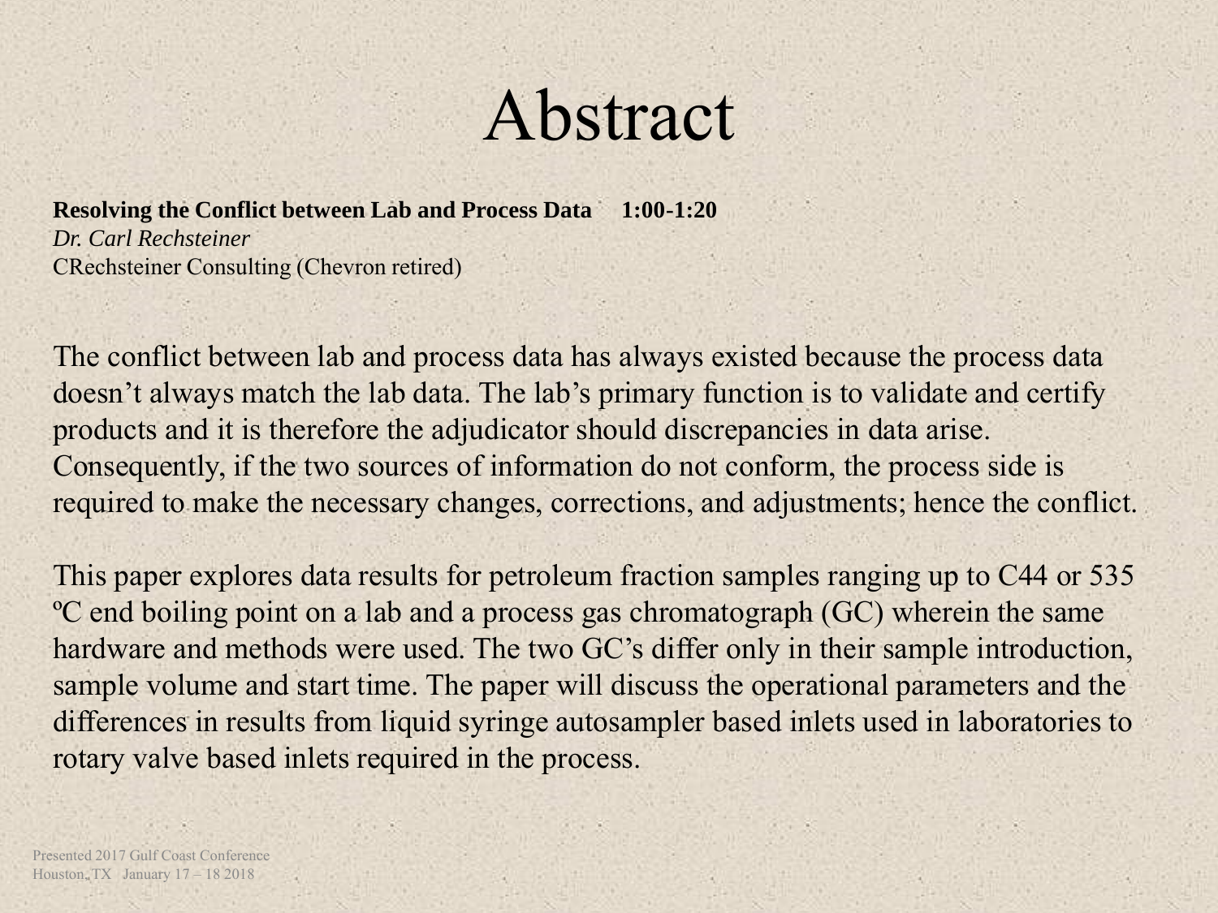# Abstract

**Resolving the Conflict between Lab and Process Data 1:00-1:20**
*Dr. Carl Rechsteiner*
CRechsteiner Consulting (Chevron retired)

The conflict between lab and process data has always existed because the process data doesn't always match the lab data. The lab's primary function is to validate and certify products and it is therefore the adjudicator should discrepancies in data arise. Consequently, if the two sources of information do not conform, the process side is required to make the necessary changes, corrections, and adjustments; hence the conflict.

This paper explores data results for petroleum fraction samples ranging up to C44 or 535 ºC end boiling point on a lab and a process gas chromatograph (GC) wherein the same hardware and methods were used. The two GC's differ only in their sample introduction, sample volume and start time. The paper will discuss the operational parameters and the differences in results from liquid syringe autosampler based inlets used in laboratories to rotary valve based inlets required in the process.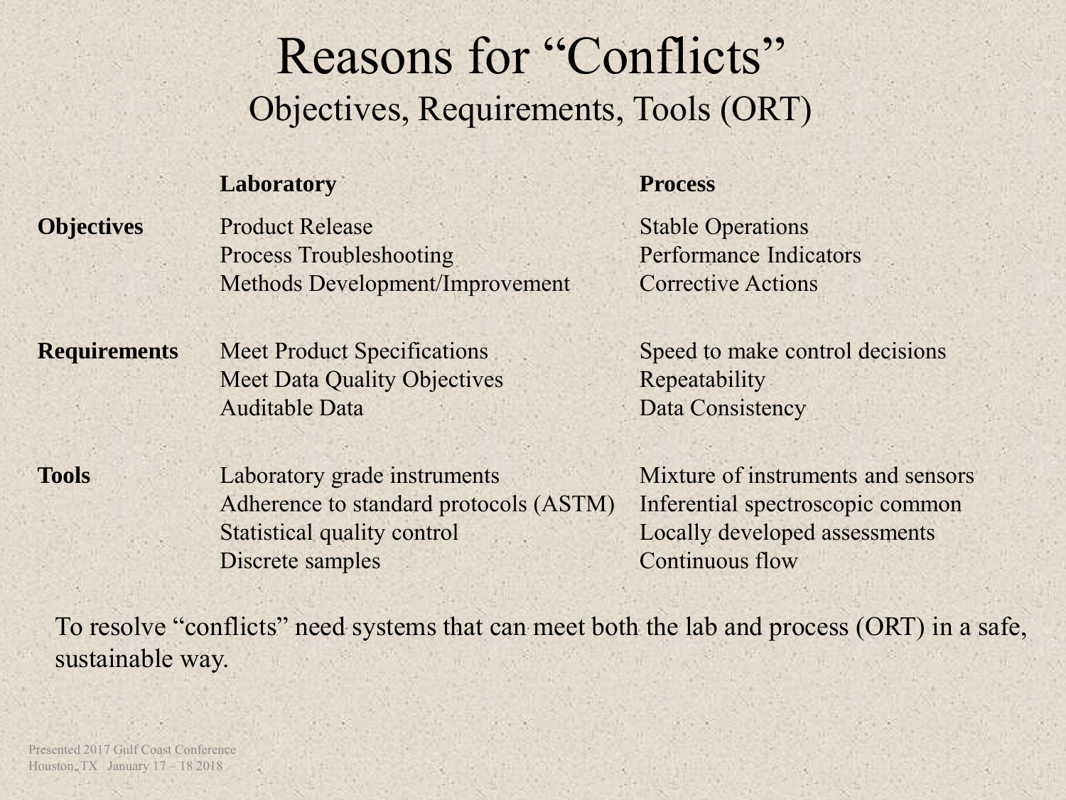# Reasons for "Conflicts"

## Objectives, Requirements, Tools (ORT)

| | Laboratory | Process |
|---|---|---|
| **Objectives** | Product Release<br>Process Troubleshooting<br>Methods Development/Improvement | Stable Operations<br>Performance Indicators<br>Corrective Actions |
| **Requirements** | Meet Product Specifications<br>Meet Data Quality Objectives<br>Auditable Data | Speed to make control decisions<br>Repeatability<br>Data Consistency |
| **Tools** | Laboratory grade instruments<br>Adherence to standard protocols (ASTM)<br>Statistical quality control<br>Discrete samples | Mixture of instruments and sensors<br>Inferential spectroscopic common<br>Locally developed assessments<br>Continuous flow |

To resolve "conflicts" need systems that can meet both the lab and process (ORT) in a safe, sustainable way.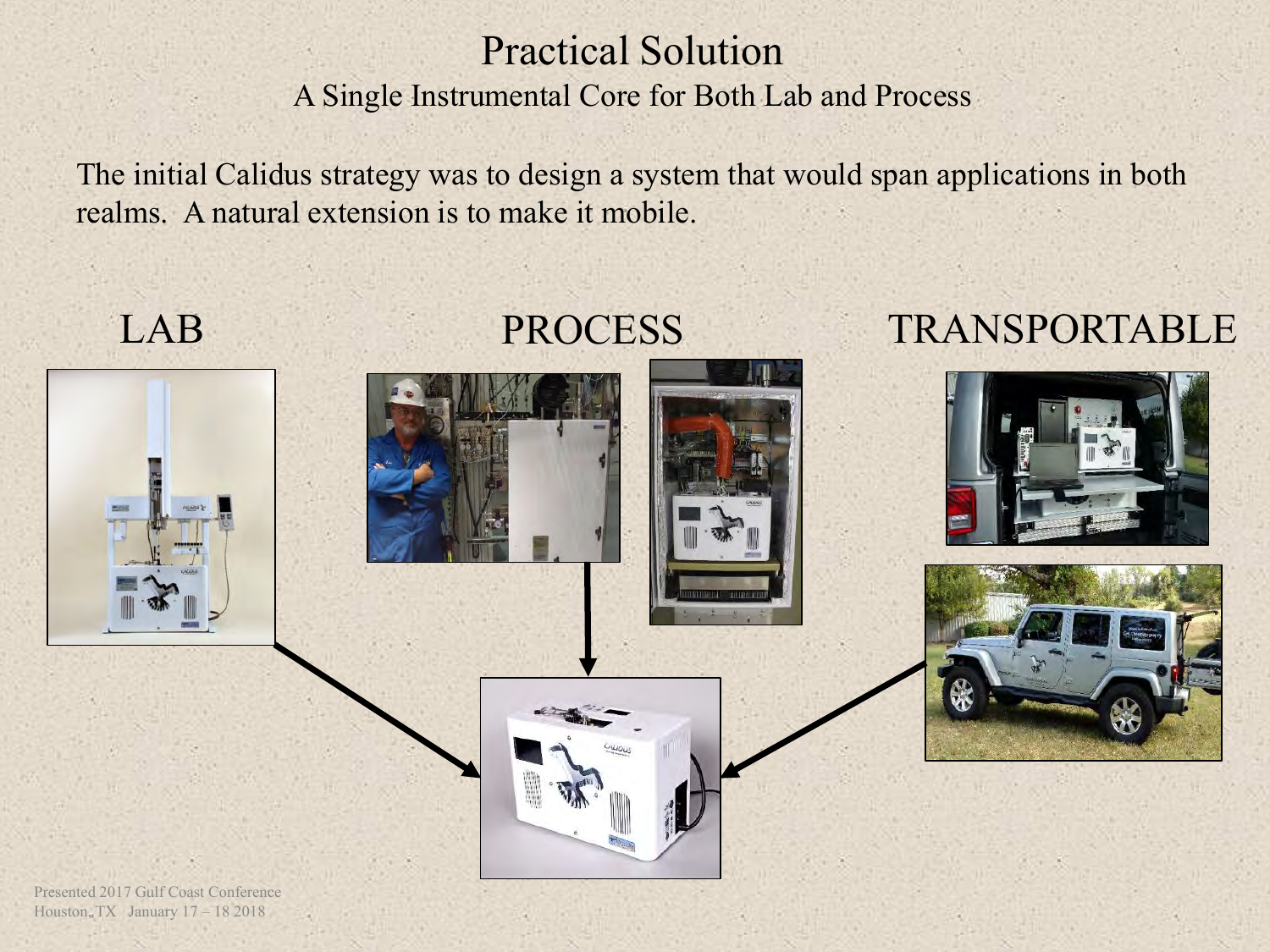# Practical Solution

## A Single Instrumental Core for Both Lab and Process

The initial Calidus strategy was to design a system that would span applications in both realms. A natural extension is to make it mobile.

LAB

PROCESS

TRANSPORTABLE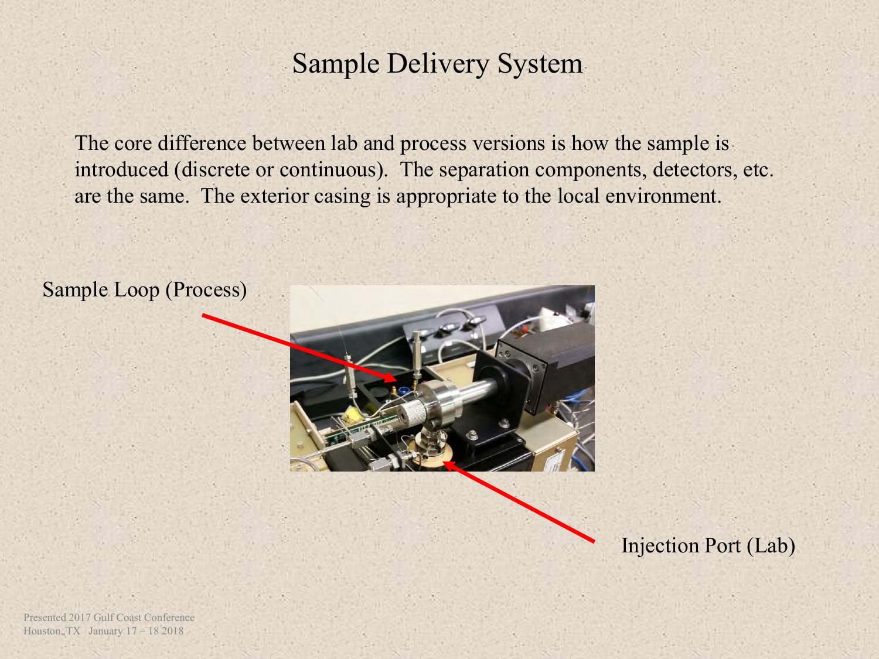# Sample Delivery System

The core difference between lab and process versions is how the sample is introduced (discrete or continuous). The separation components, detectors, etc. are the same. The exterior casing is appropriate to the local environment.

Sample Loop (Process)

Injection Port (Lab)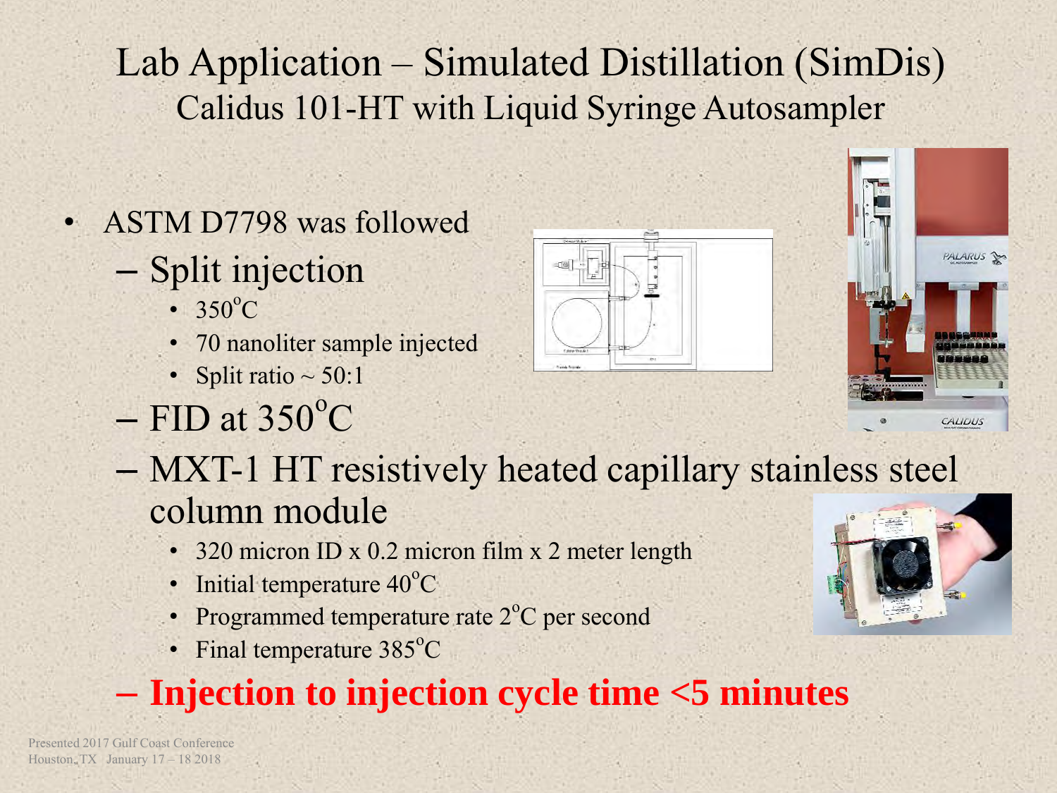# Lab Application – Simulated Distillation (SimDis)

## Calidus 101-HT with Liquid Syringe Autosampler

- ASTM D7798 was followed
  - Split injection
    - 350°C
    - 70 nanoliter sample injected
    - Split ratio ~ 50:1
  - FID at 350°C
  - MXT-1 HT resistively heated capillary stainless steel column module
    - 320 micron ID x 0.2 micron film x 2 meter length
    - Initial temperature 40°C
    - Programmed temperature rate 2°C per second
    - Final temperature 385°C
  - **Injection to injection cycle time <5 minutes**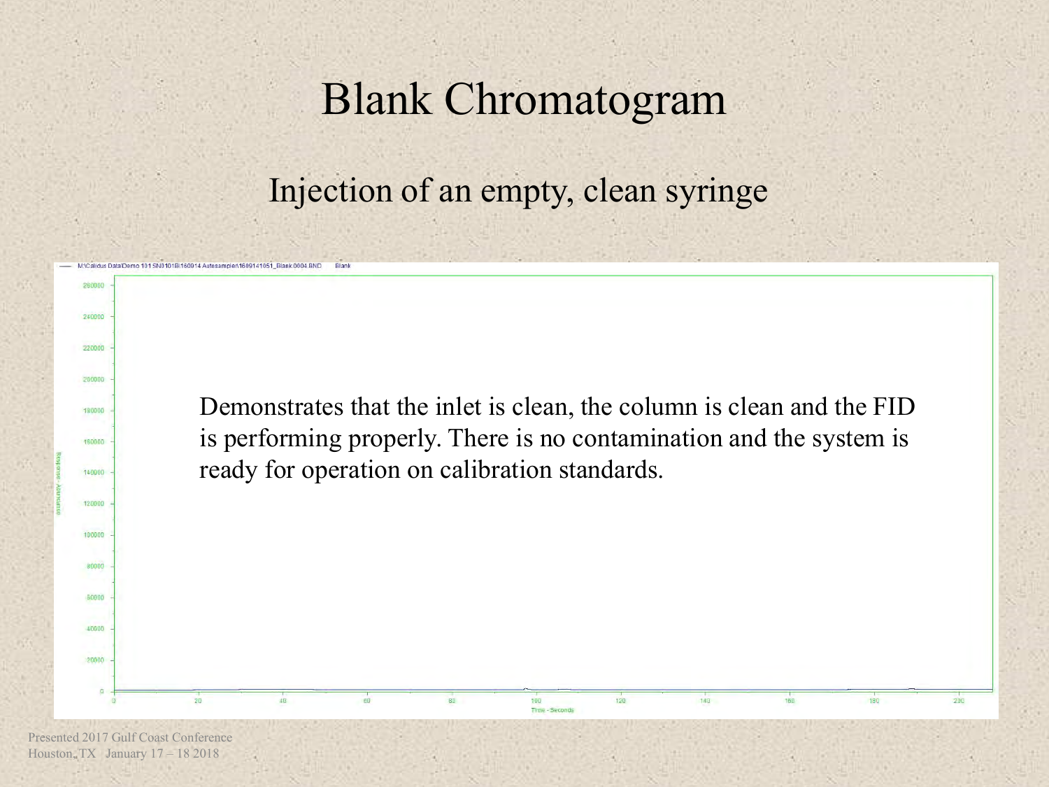# Blank Chromatogram

## Injection of an empty, clean syringe

Demonstrates that the inlet is clean, the column is clean and the FID is performing properly. There is no contamination and the system is ready for operation on calibration standards.

Presented 2017 Gulf Coast Conference
Houston, TX January 17 – 18 2018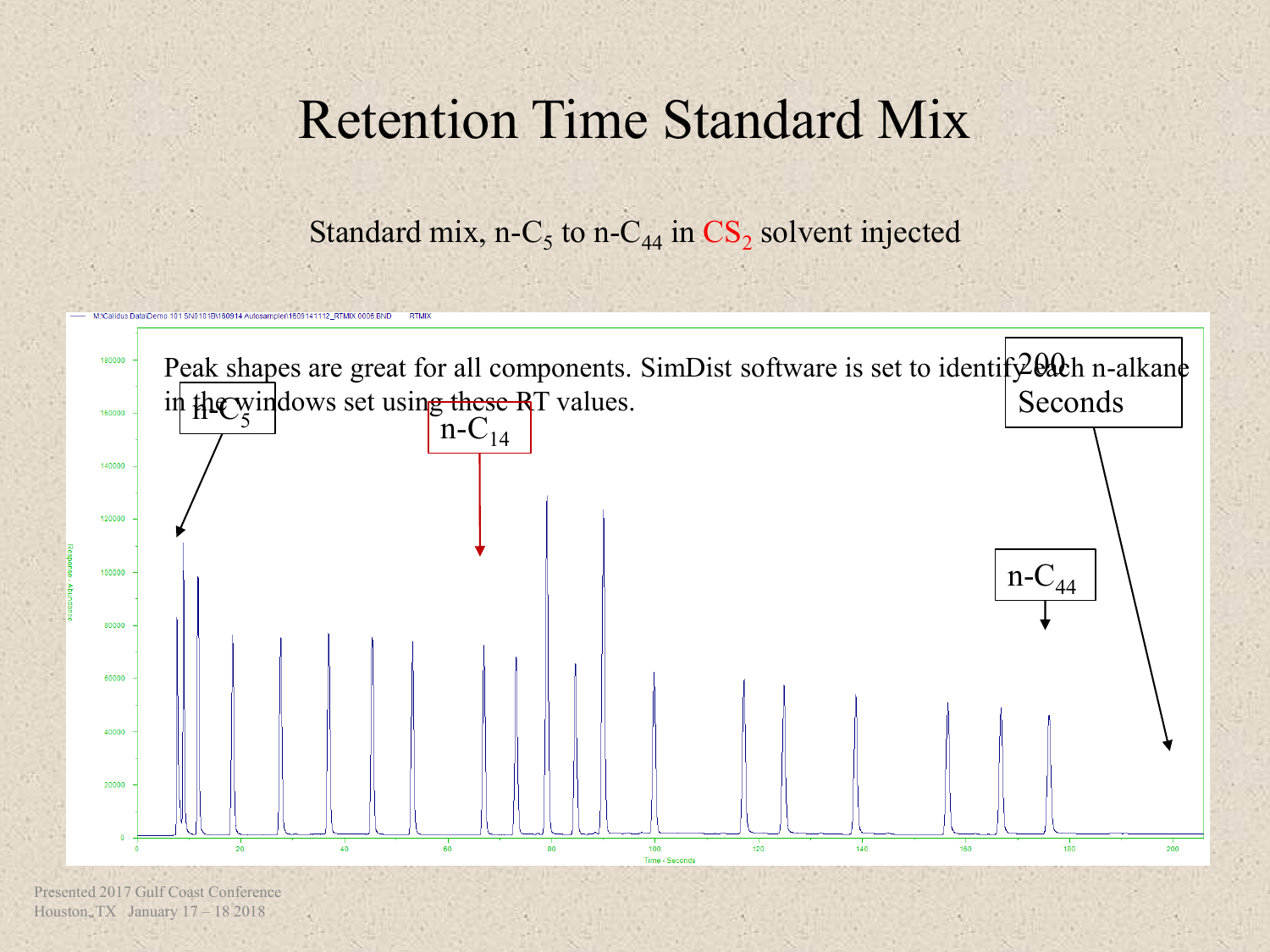# Retention Time Standard Mix

Standard mix, n-$C_5$ to n-$C_{44}$ in $CS_2$ solvent injected

Peak shapes are great for all components. SimDist software is set to identify each n-alkane in the windows set using these RT values.

n-$C_5$

n-$C_{14}$

n-$C_{44}$

200 Seconds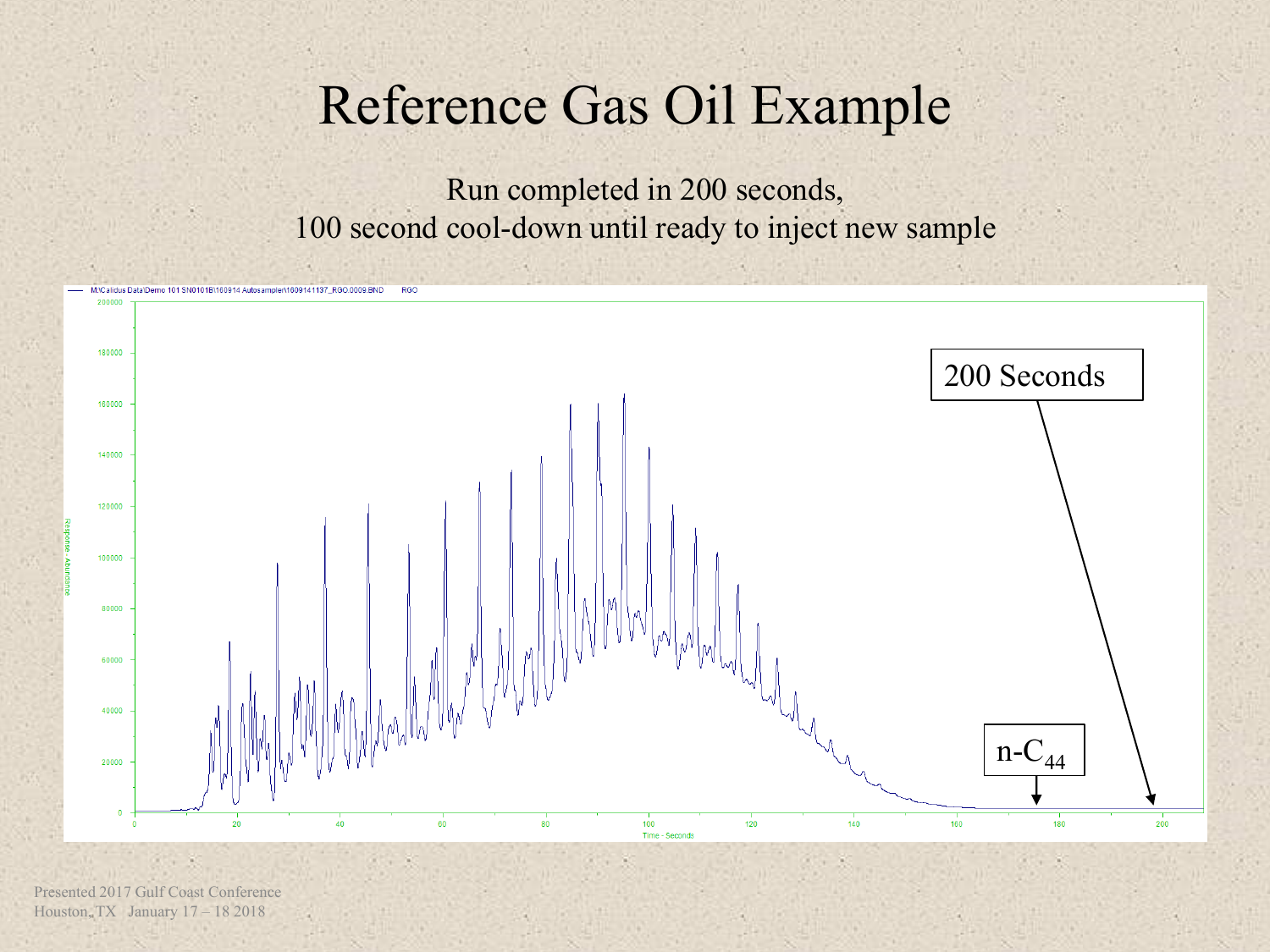# Reference Gas Oil Example

Run completed in 200 seconds,
100 second cool-down until ready to inject new sample

M:\Calidus Data\Demo 101 SN0101B\160914 Autosampler\1609141137_RGO.0009.BND RGO

Response - Abundance

Time - Seconds

200 Seconds

n-$C_{44}$

Presented 2017 Gulf Coast Conference
Houston, TX January 17 – 18 2018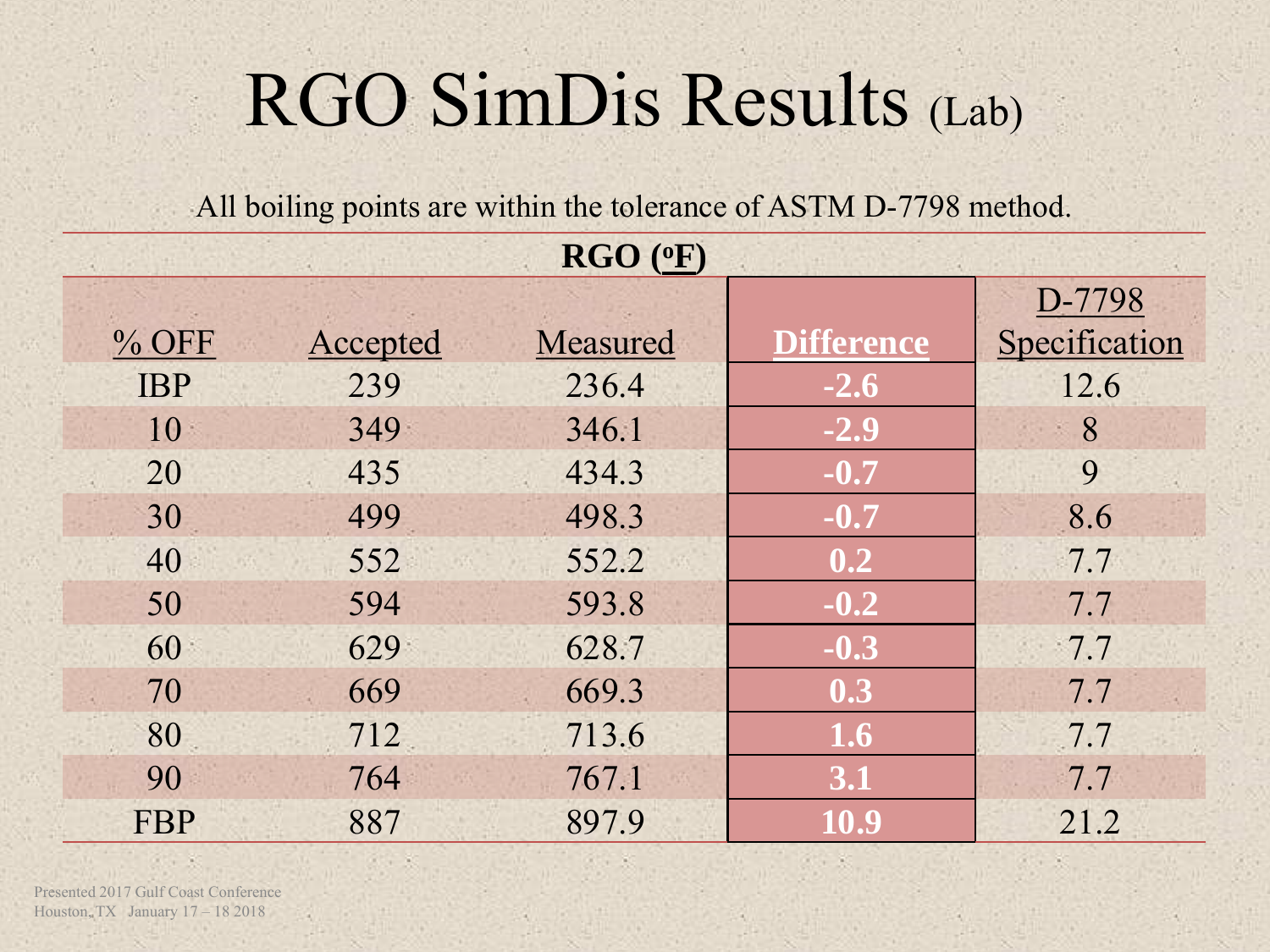# RGO SimDis Results (Lab)

All boiling points are within the tolerance of ASTM D-7798 method.

**RGO ($^oF$)**

| % OFF | Accepted | Measured | Difference | D-7798 Specification |
|---|---|---|---|---|
| IBP | 239 | 236.4 | -2.6 | 12.6 |
| 10 | 349 | 346.1 | -2.9 | 8 |
| 20 | 435 | 434.3 | -0.7 | 9 |
| 30 | 499 | 498.3 | -0.7 | 8.6 |
| 40 | 552 | 552.2 | 0.2 | 7.7 |
| 50 | 594 | 593.8 | -0.2 | 7.7 |
| 60 | 629 | 628.7 | -0.3 | 7.7 |
| 70 | 669 | 669.3 | 0.3 | 7.7 |
| 80 | 712 | 713.6 | 1.6 | 7.7 |
| 90 | 764 | 767.1 | 3.1 | 7.7 |
| FBP | 887 | 897.9 | 10.9 | 21.2 |

Presented 2017 Gulf Coast Conference
Houston, TX January 17 – 18 2018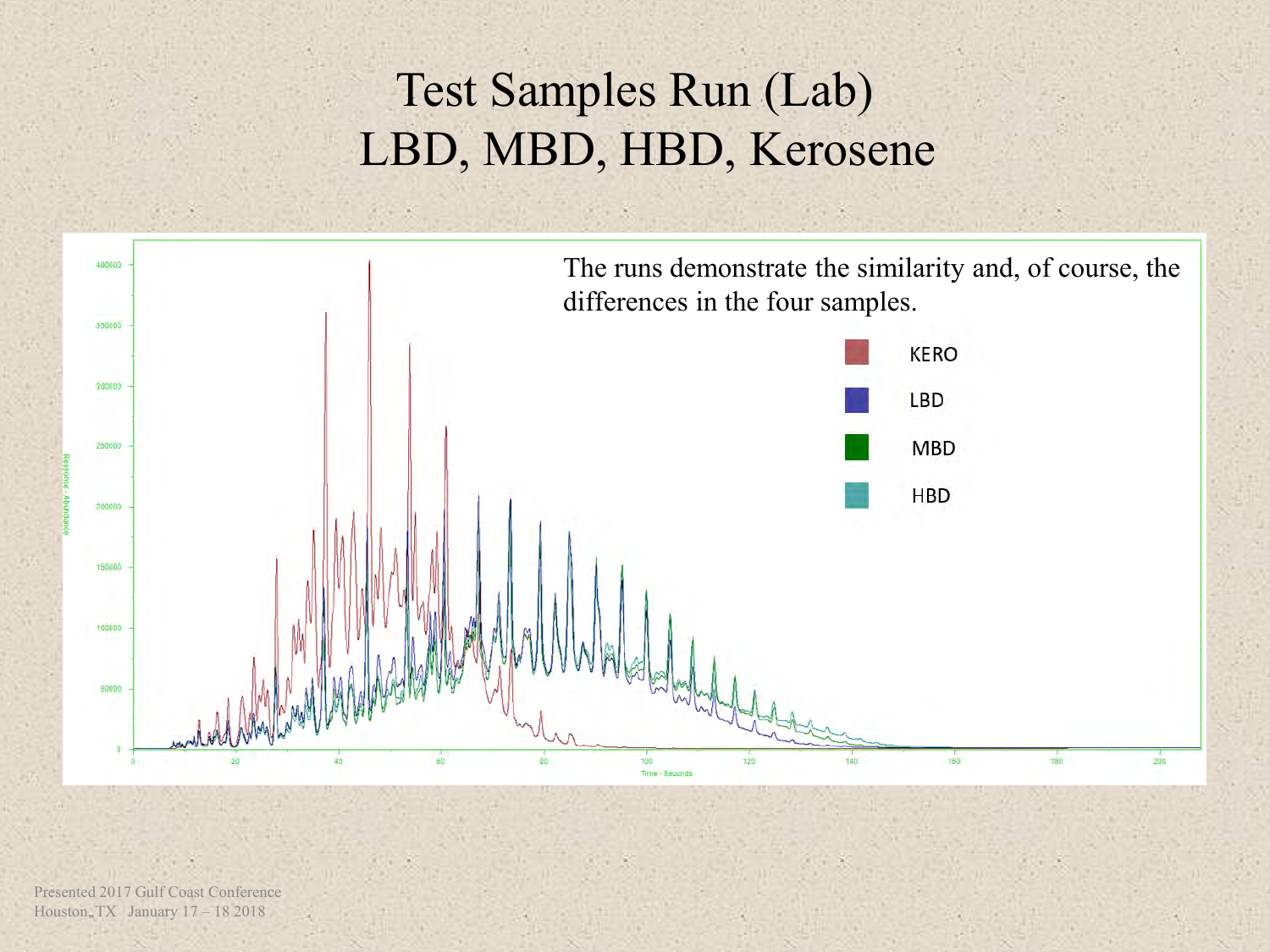# Test Samples Run (Lab)
# LBD, MBD, HBD, Kerosene

The runs demonstrate the similarity and, of course, the differences in the four samples.

- KERO
- LBD
- MBD
- HBD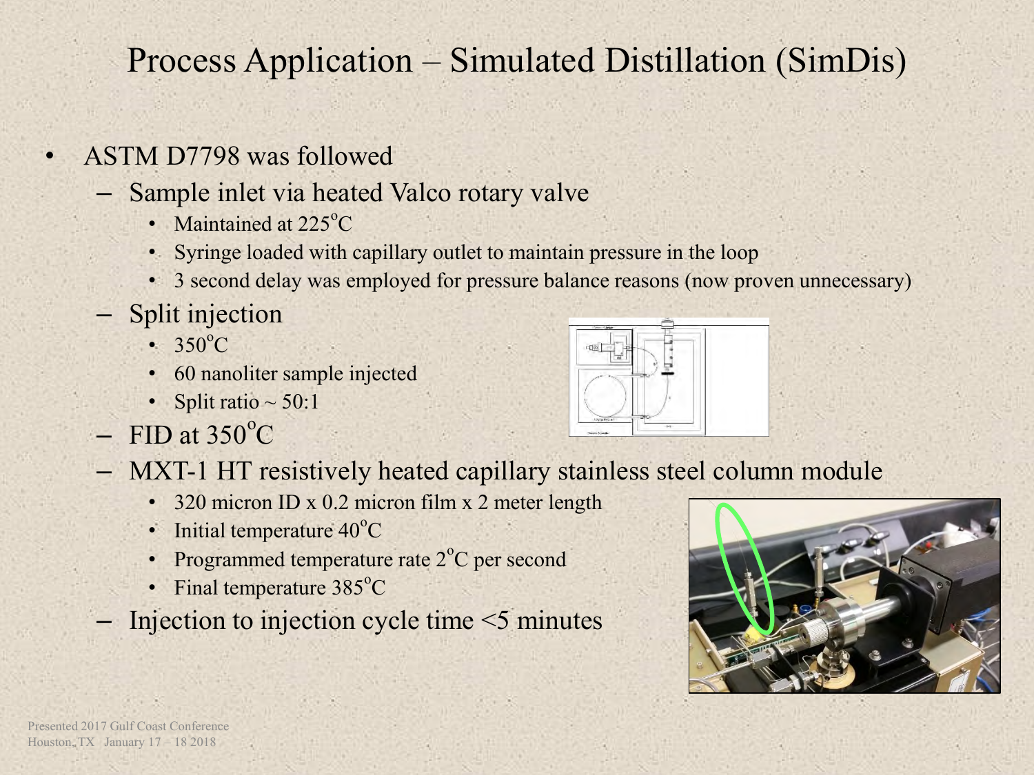# Process Application – Simulated Distillation (SimDis)

- ASTM D7798 was followed
  - Sample inlet via heated Valco rotary valve
    - Maintained at 225°C
    - Syringe loaded with capillary outlet to maintain pressure in the loop
    - 3 second delay was employed for pressure balance reasons (now proven unnecessary)
  - Split injection
    - 350°C
    - 60 nanoliter sample injected
    - Split ratio ~ 50:1
  - FID at 350°C
  - MXT-1 HT resistively heated capillary stainless steel column module
    - 320 micron ID x 0.2 micron film x 2 meter length
    - Initial temperature 40°C
    - Programmed temperature rate 2°C per second
    - Final temperature 385°C
  - Injection to injection cycle time <5 minutes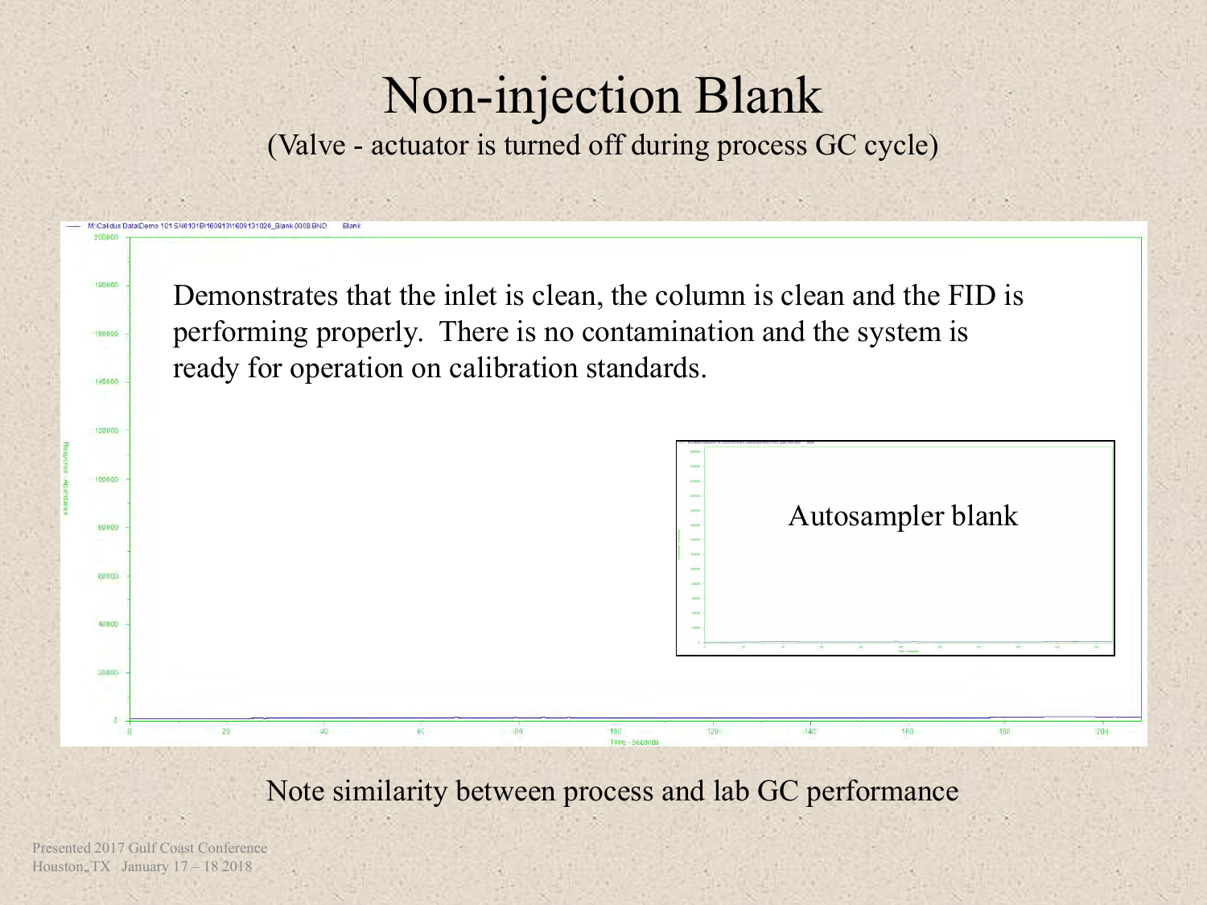# Non-injection Blank

(Valve - actuator is turned off during process GC cycle)

Demonstrates that the inlet is clean, the column is clean and the FID is performing properly. There is no contamination and the system is ready for operation on calibration standards.

Autosampler blank

Note similarity between process and lab GC performance

Presented 2017 Gulf Coast Conference
Houston, TX January 17 – 18 2018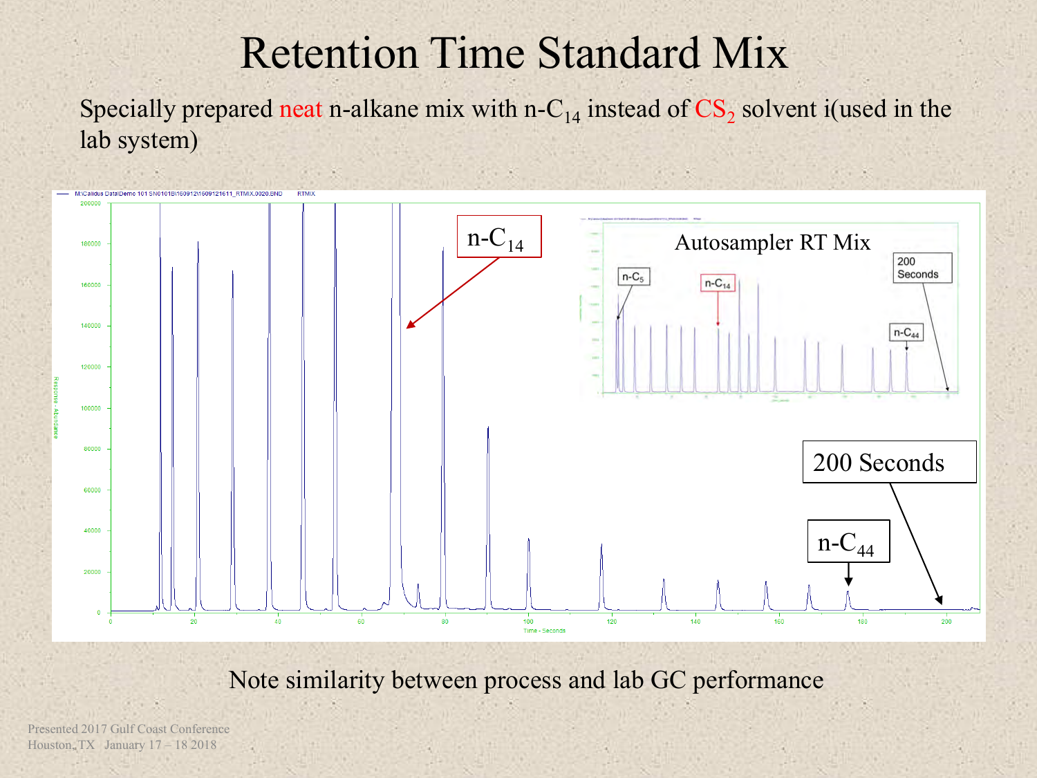# Retention Time Standard Mix

Specially prepared neat n-alkane mix with n-$C_{14}$ instead of $CS_2$ solvent i(used in the lab system)

n-$C_{14}$

Autosampler RT Mix

n-$C_5$

n-$C_{14}$

200 Seconds

n-$C_{44}$

200 Seconds

n-$C_{44}$

Note similarity between process and lab GC performance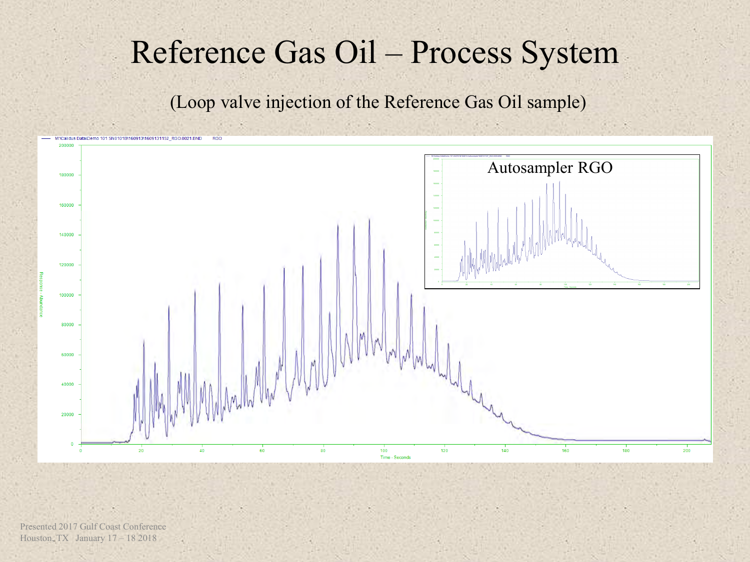# Reference Gas Oil – Process System

(Loop valve injection of the Reference Gas Oil sample)

Autosampler RGO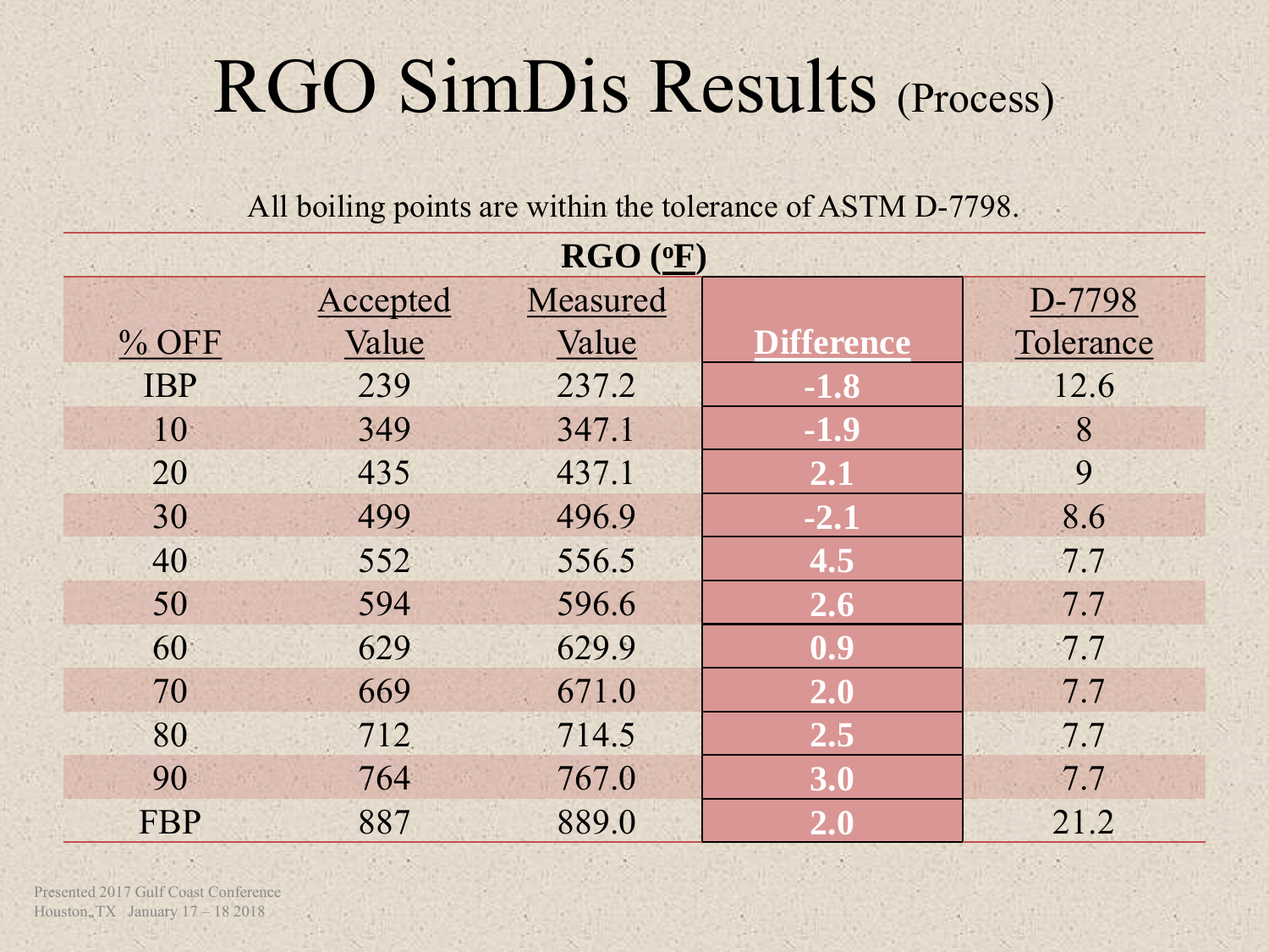# RGO SimDis Results (Process)

All boiling points are within the tolerance of ASTM D-7798.

| RGO ($^{o}$F) | | | | |
|---|---|---|---|---|
| % OFF | Accepted Value | Measured Value | Difference | D-7798 Tolerance |
| IBP | 239 | 237.2 | -1.8 | 12.6 |
| 10 | 349 | 347.1 | -1.9 | 8 |
| 20 | 435 | 437.1 | 2.1 | 9 |
| 30 | 499 | 496.9 | -2.1 | 8.6 |
| 40 | 552 | 556.5 | 4.5 | 7.7 |
| 50 | 594 | 596.6 | 2.6 | 7.7 |
| 60 | 629 | 629.9 | 0.9 | 7.7 |
| 70 | 669 | 671.0 | 2.0 | 7.7 |
| 80 | 712 | 714.5 | 2.5 | 7.7 |
| 90 | 764 | 767.0 | 3.0 | 7.7 |
| FBP | 887 | 889.0 | 2.0 | 21.2 |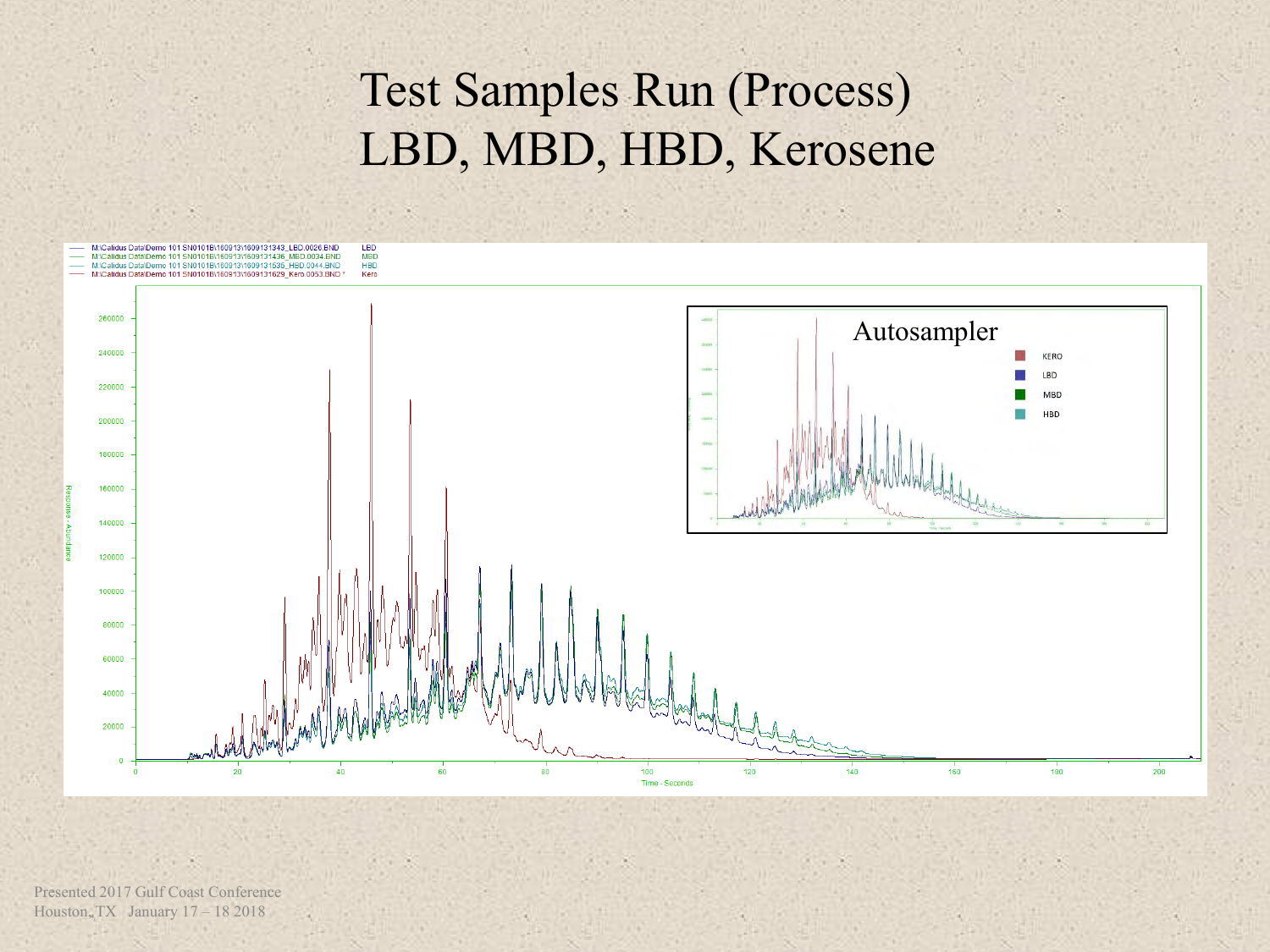# Test Samples Run (Process)
# LBD, MBD, HBD, Kerosene

| File | Label |
|---|---|
| M:\Calidus Data\Demo 101 SN0101B\160913\1609131343_LBD.0026.BND | LBD |
| M:\Calidus Data\Demo 101 SN0101B\160913\1609131436_MBD.0034.BND | MBD |
| M:\Calidus Data\Demo 101 SN0101B\160913\1609131535_HBD.0044.BND | HBD |
| M:\Calidus Data\Demo 101 SN0101B\160913\1609131629_Kero.0053.BND * | Kero |

Autosampler

KERO
LBD
MBD
HBD

Response - Abundance

Time - Seconds

Presented 2017 Gulf Coast Conference
Houston, TX January 17 – 18 2018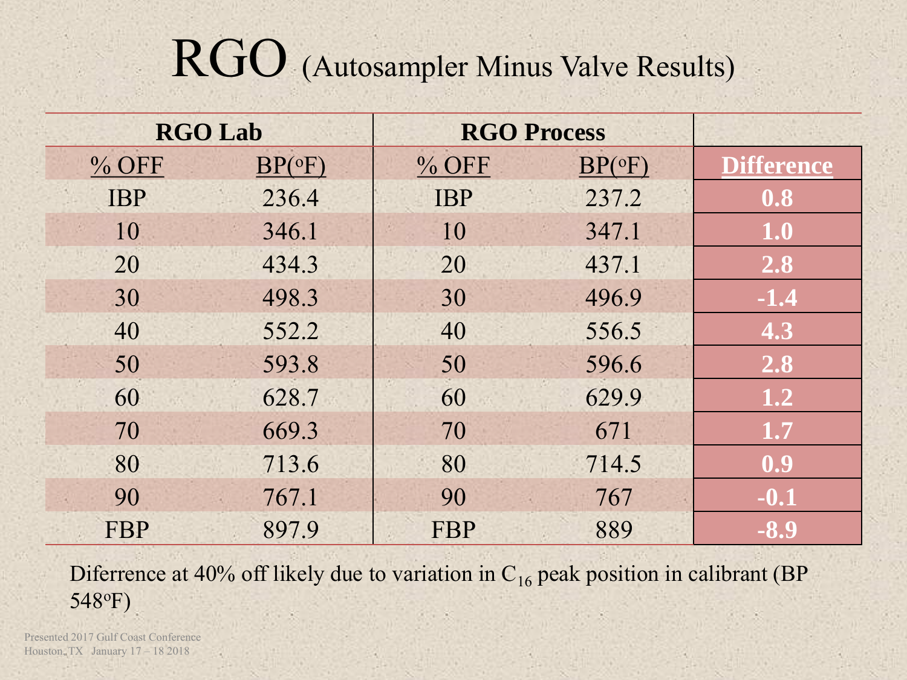# RGO (Autosampler Minus Valve Results)

| RGO Lab | | RGO Process | | |
|---|---|---|---|---|
| % OFF | BP(°F) | % OFF | BP(°F) | **Difference** |
| IBP | 236.4 | IBP | 237.2 | **0.8** |
| 10 | 346.1 | 10 | 347.1 | **1.0** |
| 20 | 434.3 | 20 | 437.1 | **2.8** |
| 30 | 498.3 | 30 | 496.9 | **-1.4** |
| 40 | 552.2 | 40 | 556.5 | **4.3** |
| 50 | 593.8 | 50 | 596.6 | **2.8** |
| 60 | 628.7 | 60 | 629.9 | **1.2** |
| 70 | 669.3 | 70 | 671 | **1.7** |
| 80 | 713.6 | 80 | 714.5 | **0.9** |
| 90 | 767.1 | 90 | 767 | **-0.1** |
| FBP | 897.9 | FBP | 889 | **-8.9** |

Diferrence at 40% off likely due to variation in $C_{16}$ peak position in calibrant (BP 548°F)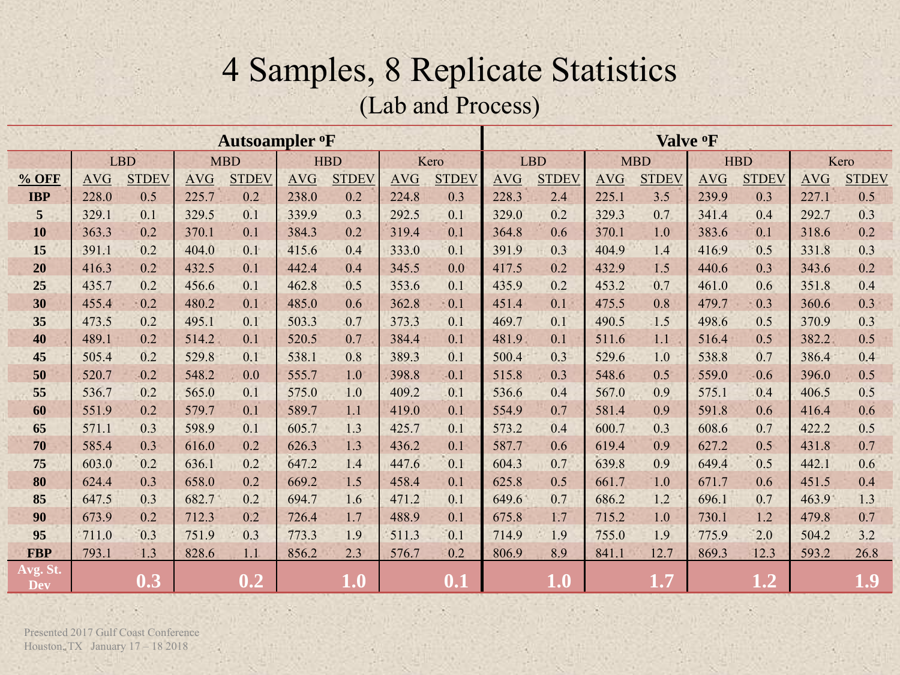# 4 Samples, 8 Replicate Statistics

## (Lab and Process)

| | Autsoampler °F | | | | | | | | Valve °F | | | | | | | |
|---|---|---|---|---|---|---|---|---|---|---|---|---|---|---|---|---|
| | LBD | | MBD | | HBD | | Kero | | LBD | | MBD | | HBD | | Kero | |
| **% OFF** | AVG | STDEV | AVG | STDEV | AVG | STDEV | AVG | STDEV | AVG | STDEV | AVG | STDEV | AVG | STDEV | AVG | STDEV |
| **IBP** | 228.0 | 0.5 | 225.7 | 0.2 | 238.0 | 0.2 | 224.8 | 0.3 | 228.3 | 2.4 | 225.1 | 3.5 | 239.9 | 0.3 | 227.1 | 0.5 |
| **5** | 329.1 | 0.1 | 329.5 | 0.1 | 339.9 | 0.3 | 292.5 | 0.1 | 329.0 | 0.2 | 329.3 | 0.7 | 341.4 | 0.4 | 292.7 | 0.3 |
| **10** | 363.3 | 0.2 | 370.1 | 0.1 | 384.3 | 0.2 | 319.4 | 0.1 | 364.8 | 0.6 | 370.1 | 1.0 | 383.6 | 0.1 | 318.6 | 0.2 |
| **15** | 391.1 | 0.2 | 404.0 | 0.1 | 415.6 | 0.4 | 333.0 | 0.1 | 391.9 | 0.3 | 404.9 | 1.4 | 416.9 | 0.5 | 331.8 | 0.3 |
| **20** | 416.3 | 0.2 | 432.5 | 0.1 | 442.4 | 0.4 | 345.5 | 0.0 | 417.5 | 0.2 | 432.9 | 1.5 | 440.6 | 0.3 | 343.6 | 0.2 |
| **25** | 435.7 | 0.2 | 456.6 | 0.1 | 462.8 | 0.5 | 353.6 | 0.1 | 435.9 | 0.2 | 453.2 | 0.7 | 461.0 | 0.6 | 351.8 | 0.4 |
| **30** | 455.4 | 0.2 | 480.2 | 0.1 | 485.0 | 0.6 | 362.8 | 0.1 | 451.4 | 0.1 | 475.5 | 0.8 | 479.7 | 0.3 | 360.6 | 0.3 |
| **35** | 473.5 | 0.2 | 495.1 | 0.1 | 503.3 | 0.7 | 373.3 | 0.1 | 469.7 | 0.1 | 490.5 | 1.5 | 498.6 | 0.5 | 370.9 | 0.3 |
| **40** | 489.1 | 0.2 | 514.2 | 0.1 | 520.5 | 0.7 | 384.4 | 0.1 | 481.9 | 0.1 | 511.6 | 1.1 | 516.4 | 0.5 | 382.2 | 0.5 |
| **45** | 505.4 | 0.2 | 529.8 | 0.1 | 538.1 | 0.8 | 389.3 | 0.1 | 500.4 | 0.3 | 529.6 | 1.0 | 538.8 | 0.7 | 386.4 | 0.4 |
| **50** | 520.7 | 0.2 | 548.2 | 0.0 | 555.7 | 1.0 | 398.8 | 0.1 | 515.8 | 0.3 | 548.6 | 0.5 | 559.0 | 0.6 | 396.0 | 0.5 |
| **55** | 536.7 | 0.2 | 565.0 | 0.1 | 575.0 | 1.0 | 409.2 | 0.1 | 536.6 | 0.4 | 567.0 | 0.9 | 575.1 | 0.4 | 406.5 | 0.5 |
| **60** | 551.9 | 0.2 | 579.7 | 0.1 | 589.7 | 1.1 | 419.0 | 0.1 | 554.9 | 0.7 | 581.4 | 0.9 | 591.8 | 0.6 | 416.4 | 0.6 |
| **65** | 571.1 | 0.3 | 598.9 | 0.1 | 605.7 | 1.3 | 425.7 | 0.1 | 573.2 | 0.4 | 600.7 | 0.3 | 608.6 | 0.7 | 422.2 | 0.5 |
| **70** | 585.4 | 0.3 | 616.0 | 0.2 | 626.3 | 1.3 | 436.2 | 0.1 | 587.7 | 0.6 | 619.4 | 0.9 | 627.2 | 0.5 | 431.8 | 0.7 |
| **75** | 603.0 | 0.2 | 636.1 | 0.2 | 647.2 | 1.4 | 447.6 | 0.1 | 604.3 | 0.7 | 639.8 | 0.9 | 649.4 | 0.5 | 442.1 | 0.6 |
| **80** | 624.4 | 0.3 | 658.0 | 0.2 | 669.2 | 1.5 | 458.4 | 0.1 | 625.8 | 0.5 | 661.7 | 1.0 | 671.7 | 0.6 | 451.5 | 0.4 |
| **85** | 647.5 | 0.3 | 682.7 | 0.2 | 694.7 | 1.6 | 471.2 | 0.1 | 649.6 | 0.7 | 686.2 | 1.2 | 696.1 | 0.7 | 463.9 | 1.3 |
| **90** | 673.9 | 0.2 | 712.3 | 0.2 | 726.4 | 1.7 | 488.9 | 0.1 | 675.8 | 1.7 | 715.2 | 1.0 | 730.1 | 1.2 | 479.8 | 0.7 |
| **95** | 711.0 | 0.3 | 751.9 | 0.3 | 773.3 | 1.9 | 511.3 | 0.1 | 714.9 | 1.9 | 755.0 | 1.9 | 775.9 | 2.0 | 504.2 | 3.2 |
| **FBP** | 793.1 | 1.3 | 828.6 | 1.1 | 856.2 | 2.3 | 576.7 | 0.2 | 806.9 | 8.9 | 841.1 | 12.7 | 869.3 | 12.3 | 593.2 | 26.8 |
| **Avg. St. Dev** | | **0.3** | | **0.2** | | **1.0** | | **0.1** | | **1.0** | | **1.7** | | **1.2** | | **1.9** |

Presented 2017 Gulf Coast Conference
Houston, TX January 17 – 18 2018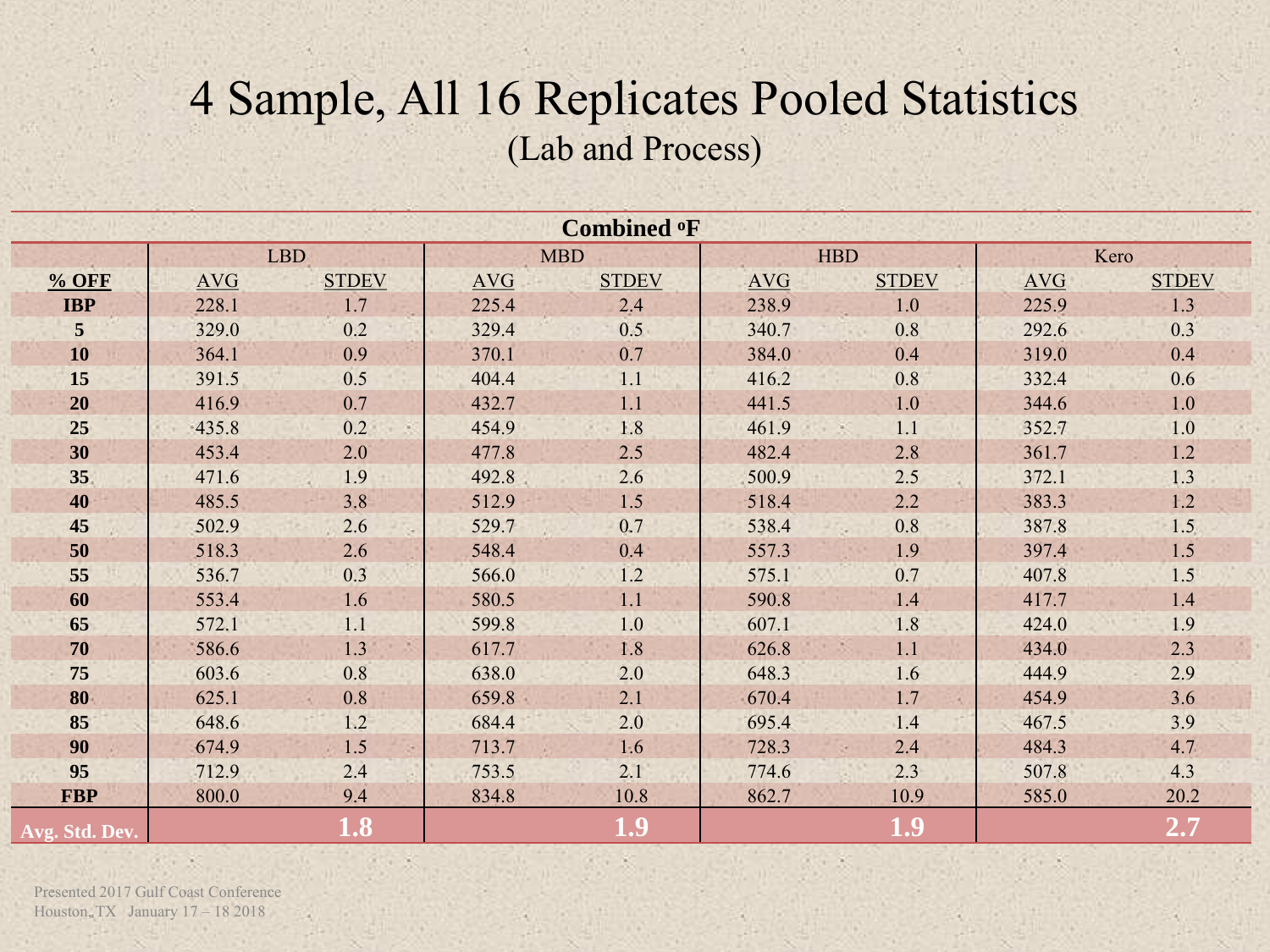# 4 Sample, All 16 Replicates Pooled Statistics

## (Lab and Process)

| Combined °F | | | | | | | | |
|---|---|---|---|---|---|---|---|---|
| | LBD | | MBD | | HBD | | Kero | |
| % OFF | AVG | STDEV | AVG | STDEV | AVG | STDEV | AVG | STDEV |
| **IBP** | 228.1 | 1.7 | 225.4 | 2.4 | 238.9 | 1.0 | 225.9 | 1.3 |
| **5** | 329.0 | 0.2 | 329.4 | 0.5 | 340.7 | 0.8 | 292.6 | 0.3 |
| **10** | 364.1 | 0.9 | 370.1 | 0.7 | 384.0 | 0.4 | 319.0 | 0.4 |
| **15** | 391.5 | 0.5 | 404.4 | 1.1 | 416.2 | 0.8 | 332.4 | 0.6 |
| **20** | 416.9 | 0.7 | 432.7 | 1.1 | 441.5 | 1.0 | 344.6 | 1.0 |
| **25** | 435.8 | 0.2 | 454.9 | 1.8 | 461.9 | 1.1 | 352.7 | 1.0 |
| **30** | 453.4 | 2.0 | 477.8 | 2.5 | 482.4 | 2.8 | 361.7 | 1.2 |
| **35** | 471.6 | 1.9 | 492.8 | 2.6 | 500.9 | 2.5 | 372.1 | 1.3 |
| **40** | 485.5 | 3.8 | 512.9 | 1.5 | 518.4 | 2.2 | 383.3 | 1.2 |
| **45** | 502.9 | 2.6 | 529.7 | 0.7 | 538.4 | 0.8 | 387.8 | 1.5 |
| **50** | 518.3 | 2.6 | 548.4 | 0.4 | 557.3 | 1.9 | 397.4 | 1.5 |
| **55** | 536.7 | 0.3 | 566.0 | 1.2 | 575.1 | 0.7 | 407.8 | 1.5 |
| **60** | 553.4 | 1.6 | 580.5 | 1.1 | 590.8 | 1.4 | 417.7 | 1.4 |
| **65** | 572.1 | 1.1 | 599.8 | 1.0 | 607.1 | 1.8 | 424.0 | 1.9 |
| **70** | 586.6 | 1.3 | 617.7 | 1.8 | 626.8 | 1.1 | 434.0 | 2.3 |
| **75** | 603.6 | 0.8 | 638.0 | 2.0 | 648.3 | 1.6 | 444.9 | 2.9 |
| **80** | 625.1 | 0.8 | 659.8 | 2.1 | 670.4 | 1.7 | 454.9 | 3.6 |
| **85** | 648.6 | 1.2 | 684.4 | 2.0 | 695.4 | 1.4 | 467.5 | 3.9 |
| **90** | 674.9 | 1.5 | 713.7 | 1.6 | 728.3 | 2.4 | 484.3 | 4.7 |
| **95** | 712.9 | 2.4 | 753.5 | 2.1 | 774.6 | 2.3 | 507.8 | 4.3 |
| **FBP** | 800.0 | 9.4 | 834.8 | 10.8 | 862.7 | 10.9 | 585.0 | 20.2 |
| **Avg. Std. Dev.** | | **1.8** | | **1.9** | | **1.9** | | **2.7** |

Presented 2017 Gulf Coast Conference
Houston, TX January 17 – 18 2018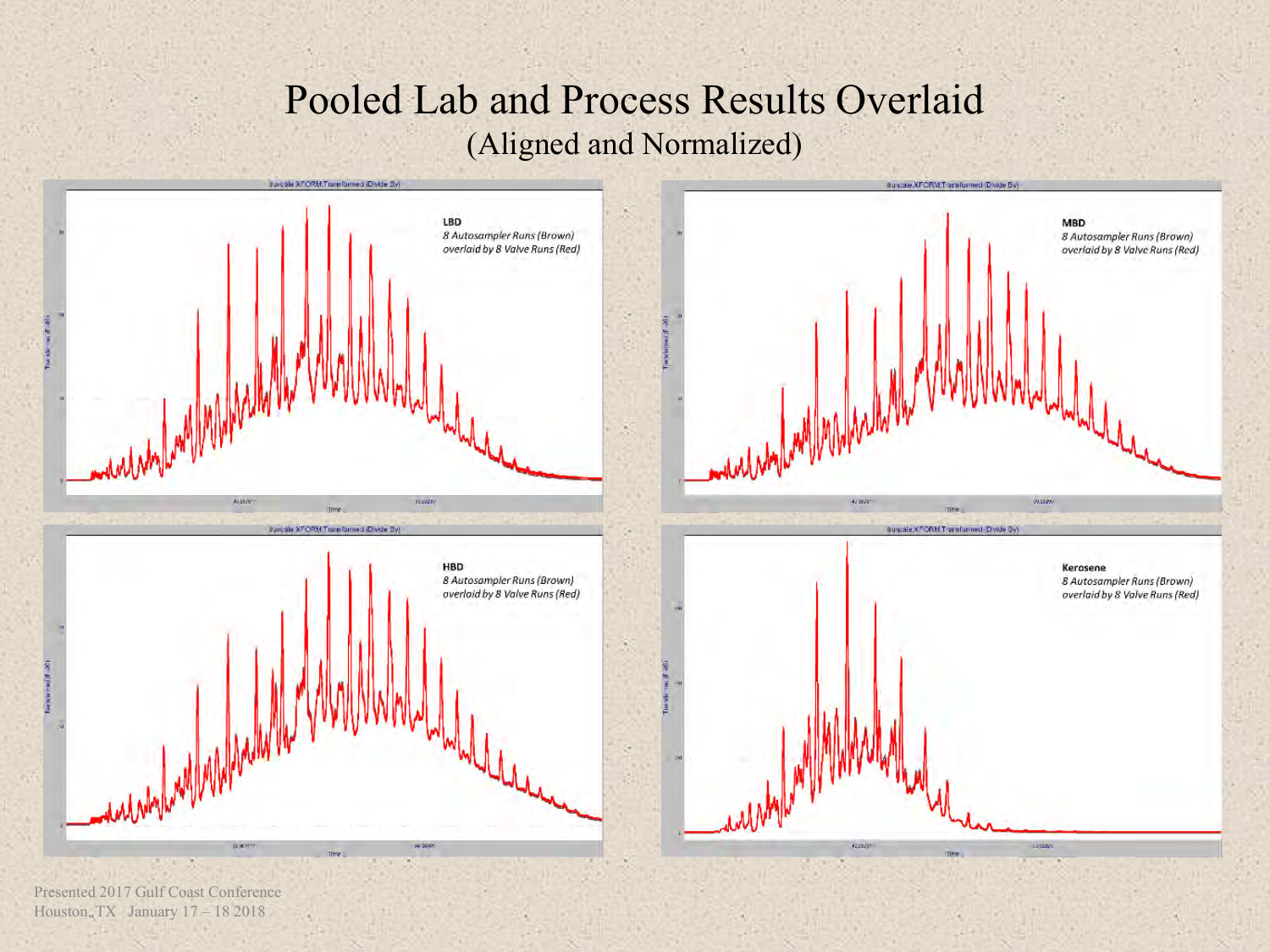# Pooled Lab and Process Results Overlaid

## (Aligned and Normalized)

**LBD**

*8 Autosampler Runs (Brown) overlaid by 8 Valve Runs (Red)*

**MBD**

*8 Autosampler Runs (Brown) overlaid by 8 Valve Runs (Red)*

**HBD**

*8 Autosampler Runs (Brown) overlaid by 8 Valve Runs (Red)*

**Kerosene**

*8 Autosampler Runs (Brown) overlaid by 8 Valve Runs (Red)*

Presented 2017 Gulf Coast Conference
Houston, TX January 17 – 18 2018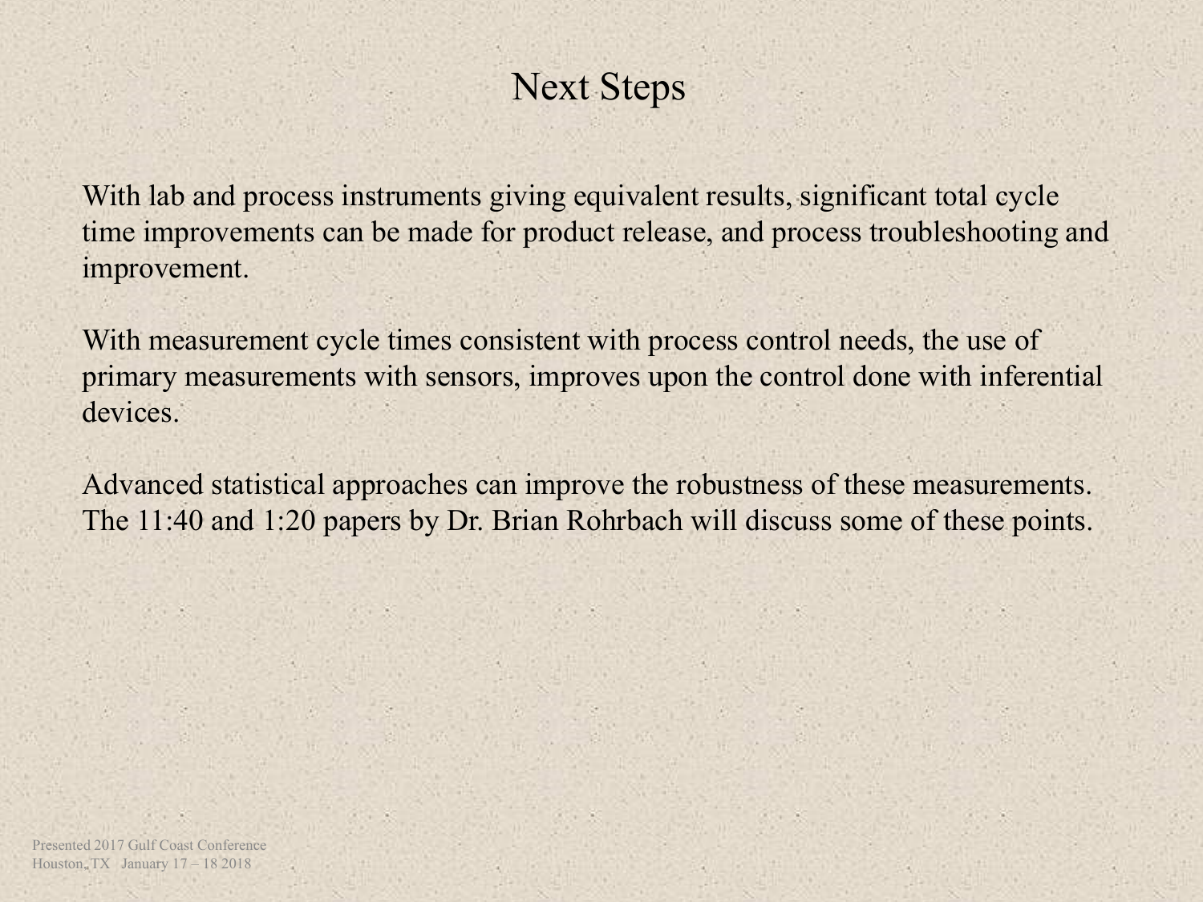# Next Steps

With lab and process instruments giving equivalent results, significant total cycle time improvements can be made for product release, and process troubleshooting and improvement.

With measurement cycle times consistent with process control needs, the use of primary measurements with sensors, improves upon the control done with inferential devices.

Advanced statistical approaches can improve the robustness of these measurements. The 11:40 and 1:20 papers by Dr. Brian Rohrbach will discuss some of these points.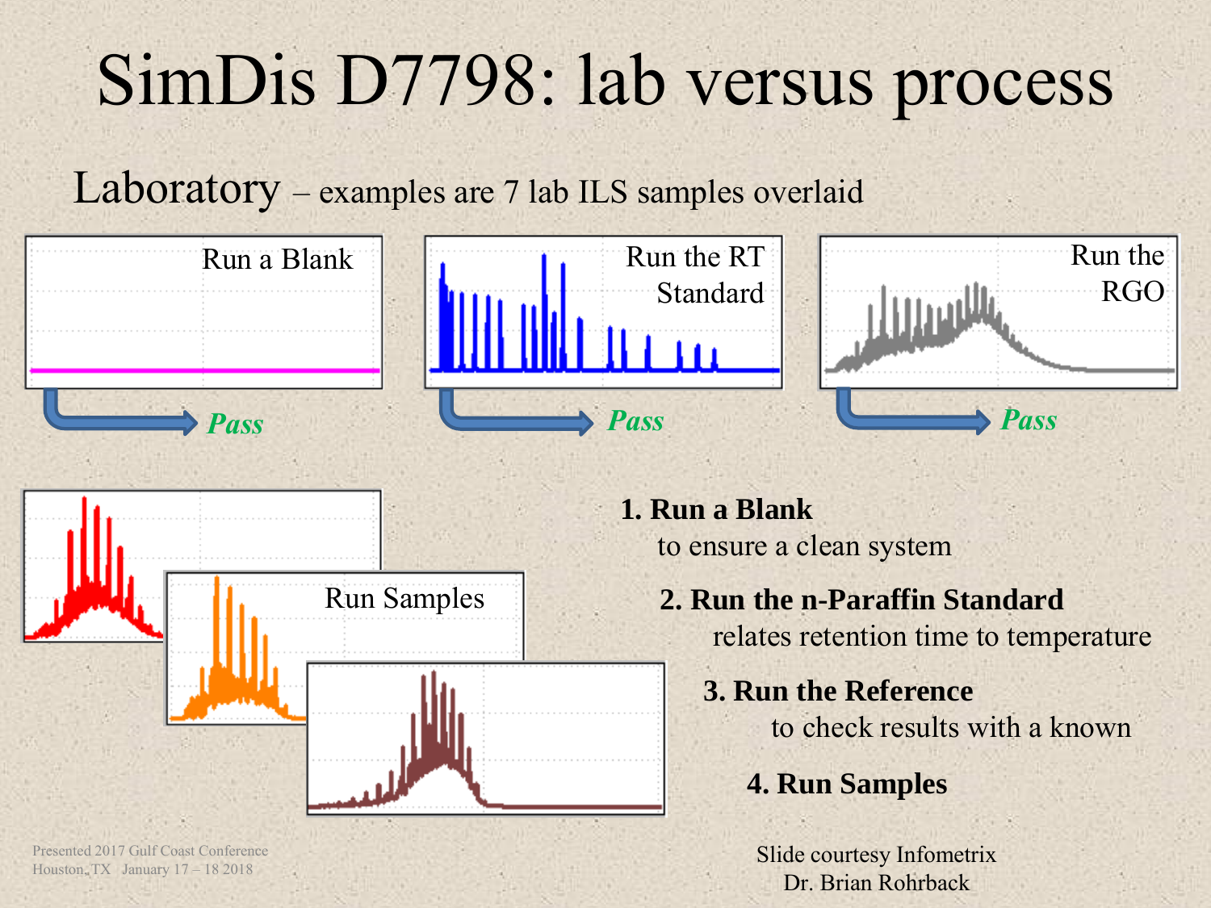# SimDis D7798: lab versus process

## Laboratory – examples are 7 lab ILS samples overlaid

Run a Blank → *Pass*

Run the RT Standard → *Pass*

Run the RGO → *Pass*

Run Samples

1. **Run a Blank**
   to ensure a clean system
2. **Run the n-Paraffin Standard**
   relates retention time to temperature
3. **Run the Reference**
   to check results with a known
4. **Run Samples**

Presented 2017 Gulf Coast Conference
Houston, TX January 17 – 18 2018

Slide courtesy Infometrix
Dr. Brian Rohrback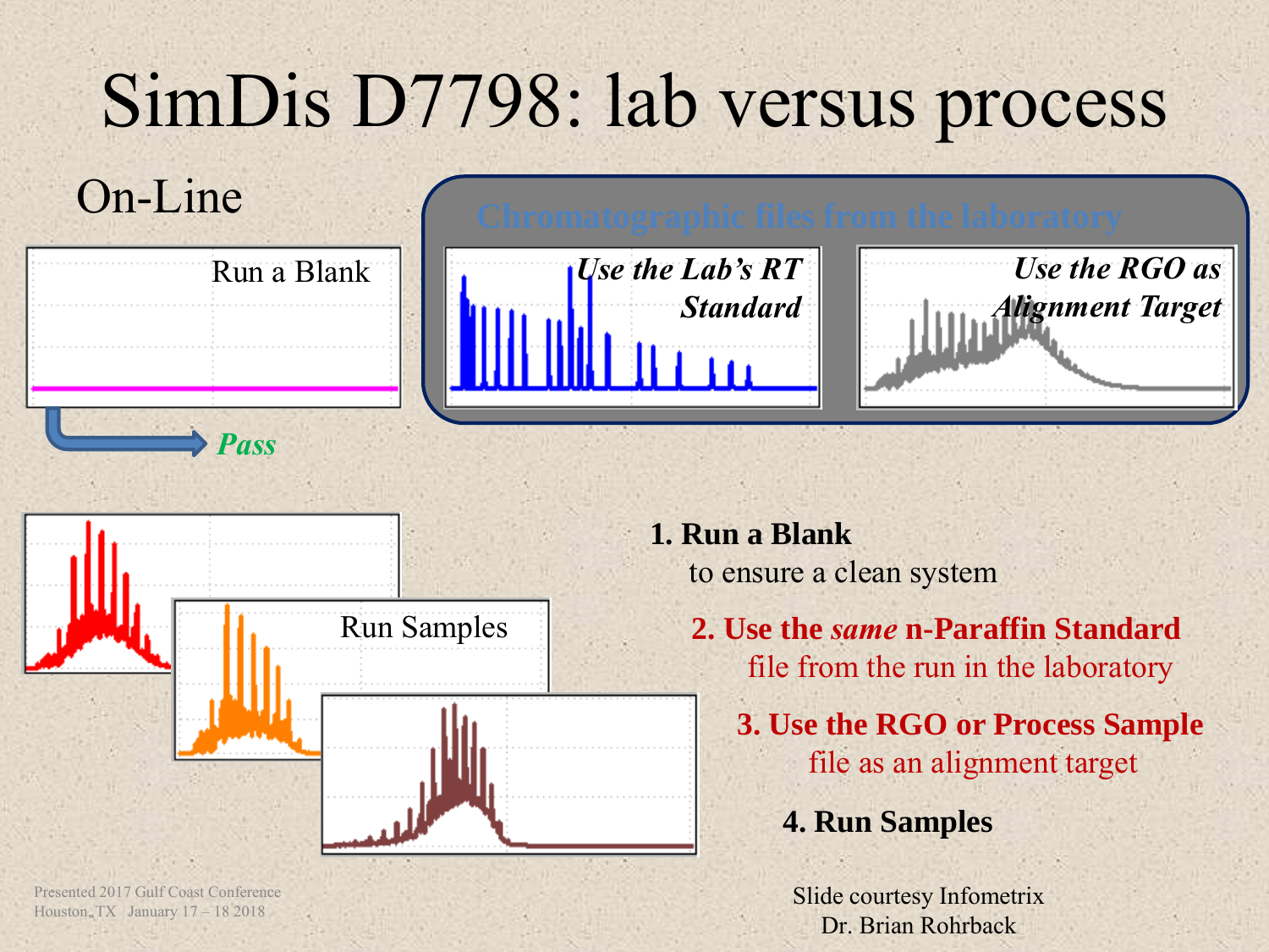# SimDis D7798: lab versus process

## On-Line

Chromatographic files from the laboratory

Run a Blank

*Pass*

*Use the Lab's RT Standard*

*Use the RGO as Alignment Target*

Run Samples

**1. Run a Blank**
to ensure a clean system

**2. Use the *same* n-Paraffin Standard**
file from the run in the laboratory

**3. Use the RGO or Process Sample**
file as an alignment target

**4. Run Samples**

Presented 2017 Gulf Coast Conference
Houston, TX January 17 – 18 2018

Slide courtesy Infometrix
Dr. Brian Rohrback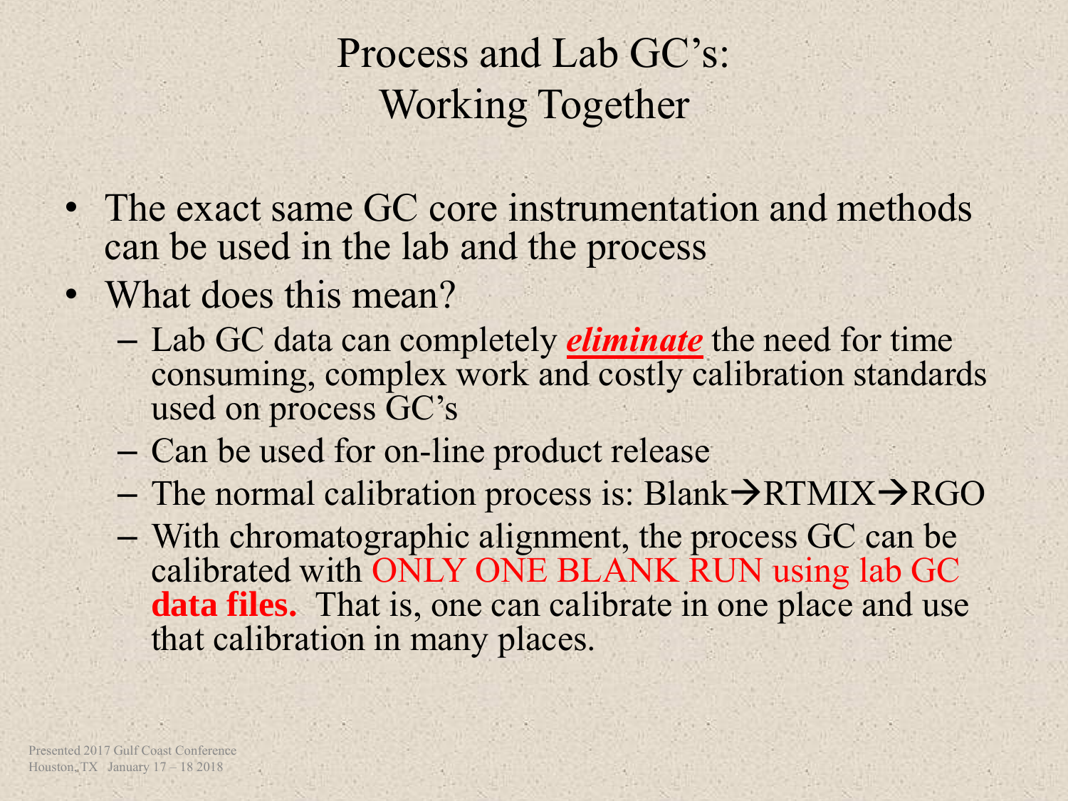# Process and Lab GC's: Working Together

- The exact same GC core instrumentation and methods can be used in the lab and the process
- What does this mean?
  - Lab GC data can completely ***eliminate*** the need for time consuming, complex work and costly calibration standards used on process GC's
  - Can be used for on-line product release
  - The normal calibration process is: Blank→RTMIX→RGO
  - With chromatographic alignment, the process GC can be calibrated with ONLY ONE BLANK RUN using lab GC **data files.** That is, one can calibrate in one place and use that calibration in many places.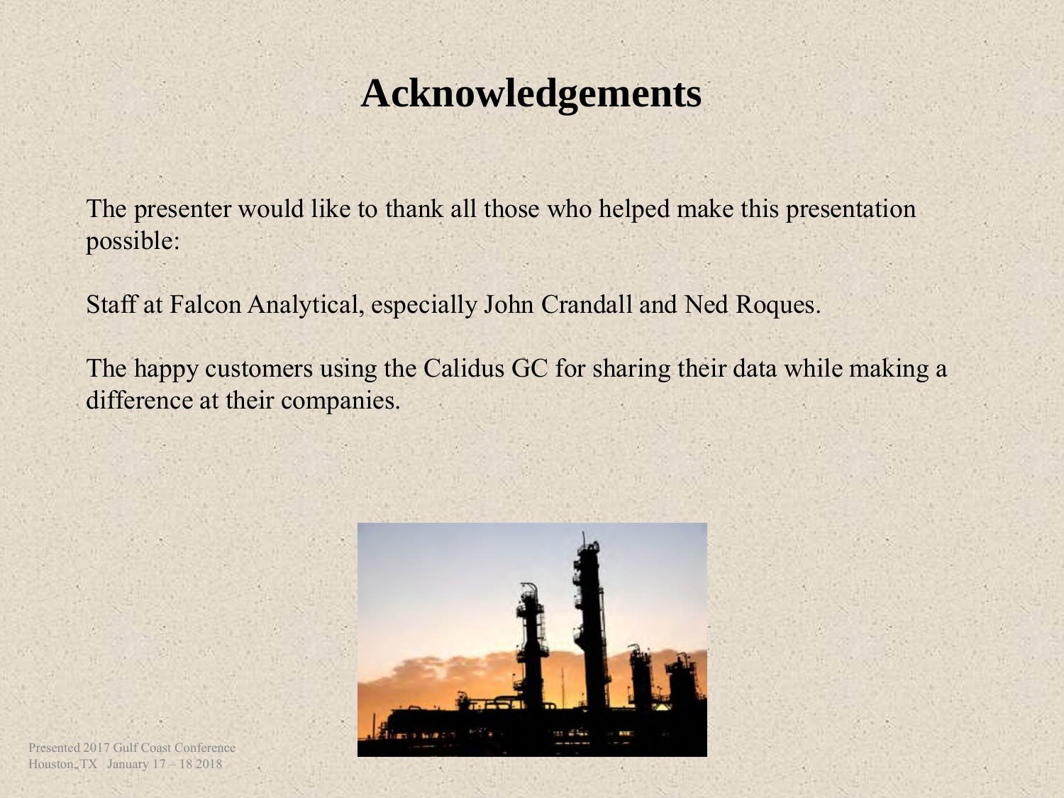# Acknowledgements

The presenter would like to thank all those who helped make this presentation possible:

Staff at Falcon Analytical, especially John Crandall and Ned Roques.

The happy customers using the Calidus GC for sharing their data while making a difference at their companies.